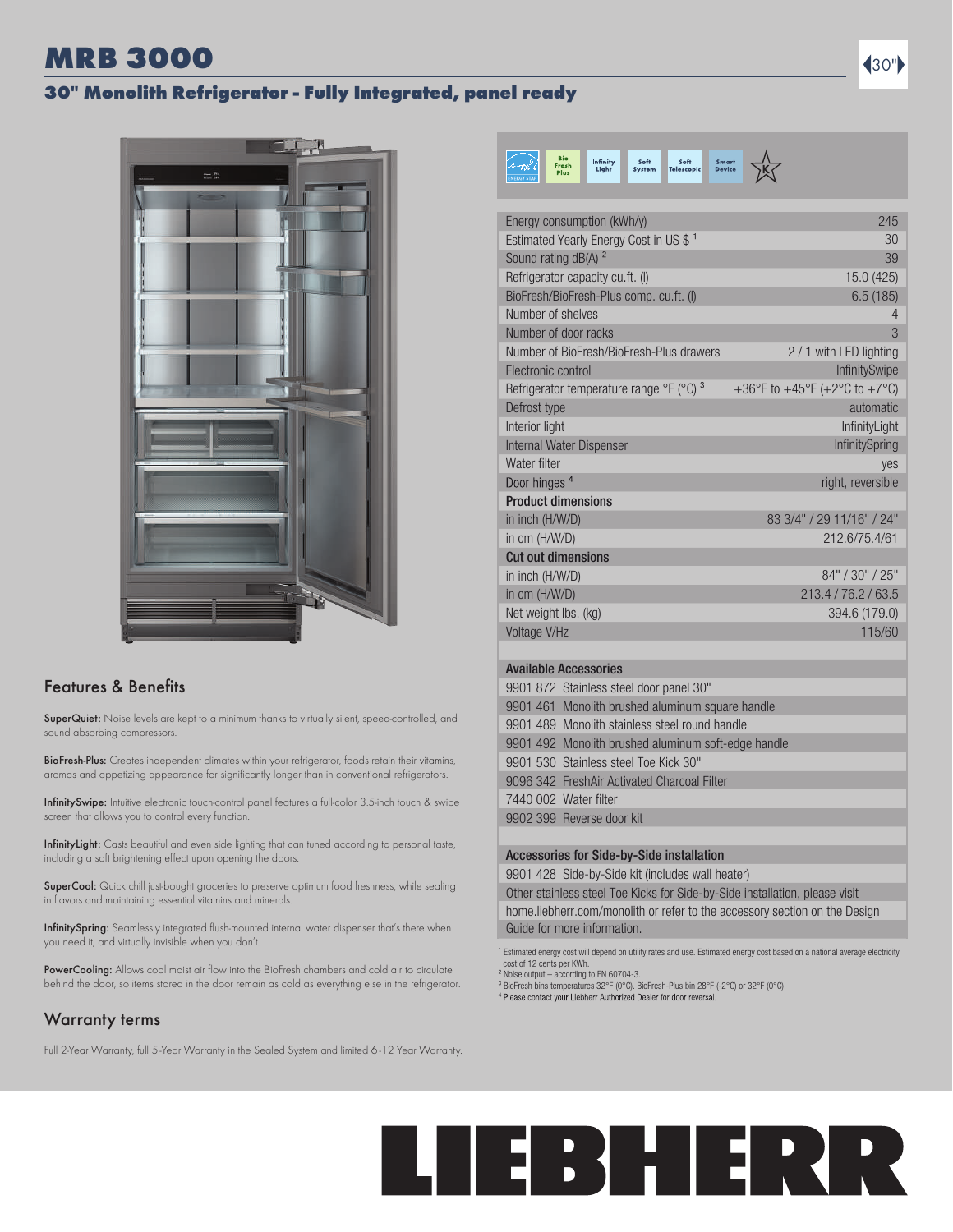# MRB 3000

## 30" Monolith Refrigerator - Fully Integrated, panel ready

30"

## Features & Benefits

**SuperQuiet:** Noise levels are kept to a minimum thanks to virtually silent, speed-controlled, and sound absorbing compressors.

**BioFresh-Plus:** Creates independent climates within your refrigerator, foods retain their vitamins, aromas and appetizing appearance for significantly longer than in conventional refrigerators.

**InfinitySwipe:** Intuitive electronic touch-control panel features a full-color 3.5-inch touch & swipe screen that allows you to control every function.

**InfinityLight:** Casts beautiful and even side lighting that can tuned according to personal taste, including a soft brightening effect upon opening the doors.

**SuperCool:** Quick chill just-bought groceries to preserve optimum food freshness, while sealing in flavors and maintaining essential vitamins and minerals.

**InfinitySpring:** Seamlessly integrated flush-mounted internal water dispenser that's there when you need it, and virtually invisible when you don't.

**PowerCooling:** Allows cool moist air flow into the BioFresh chambers and cold air to circulate behind the door, so items stored in the door remain as cold as everything else in the refrigerator.

## Warranty terms

Full 2-Year Warranty, full 5-Year Warranty in the Sealed System and limited 6-12 Year Warranty.

ENERGY STAR | Bio Fresh Plus | Infinity Light | Soft System | Soft Telescopic | Smart Device | K

| | |
|---|---|
| Energy consumption (kWh/y) | 245 |
| Estimated Yearly Energy Cost in US $ [1] | 30 |
| Sound rating dB(A) [2] | 39 |
| Refrigerator capacity cu.ft. (l) | 15.0 (425) |
| BioFresh/BioFresh-Plus comp. cu.ft. (l) | 6.5 (185) |
| Number of shelves | 4 |
| Number of door racks | 3 |
| Number of BioFresh/BioFresh-Plus drawers | 2 / 1 with LED lighting |
| Electronic control | InfinitySwipe |
| Refrigerator temperature range °F (°C) [3] | +36°F to +45°F (+2°C to +7°C) |
| Defrost type | automatic |
| Interior light | InfinityLight |
| Internal Water Dispenser | InfinitySpring |
| Water filter | yes |
| Door hinges [4] | right, reversible |
| **Product dimensions** | |
| in inch (H/W/D) | 83 3/4" / 29 11/16" / 24" |
| in cm (H/W/D) | 212.6/75.4/61 |
| **Cut out dimensions** | |
| in inch (H/W/D) | 84" / 30" / 25" |
| in cm (H/W/D) | 213.4 / 76.2 / 63.5 |
| Net weight lbs. (kg) | 394.6 (179.0) |
| Voltage V/Hz | 115/60 |

| Available Accessories |
|---|
| 9901 872 Stainless steel door panel 30" |
| 9901 461 Monolith brushed aluminum square handle |
| 9901 489 Monolith stainless steel round handle |
| 9901 492 Monolith brushed aluminum soft-edge handle |
| 9901 530 Stainless steel Toe Kick 30" |
| 9096 342 FreshAir Activated Charcoal Filter |
| 7440 002 Water filter |
| 9902 399 Reverse door kit |

| Accessories for Side-by-Side installation |
|---|
| 9901 428 Side-by-Side kit (includes wall heater) |
| Other stainless steel Toe Kicks for Side-by-Side installation, please visit home.liebherr.com/monolith or refer to the accessory section on the Design Guide for more information. |

[1] Estimated energy cost will depend on utility rates and use. Estimated energy cost based on a national average electricity cost of 12 cents per KWh.
[2] Noise output – according to EN 60704-3.
[3] BioFresh bins temperatures 32°F (0°C). BioFresh-Plus bin 28°F (-2°C) or 32°F (0°C).
[4] Please contact your Liebherr Authorized Dealer for door reversal.

LIEBHERR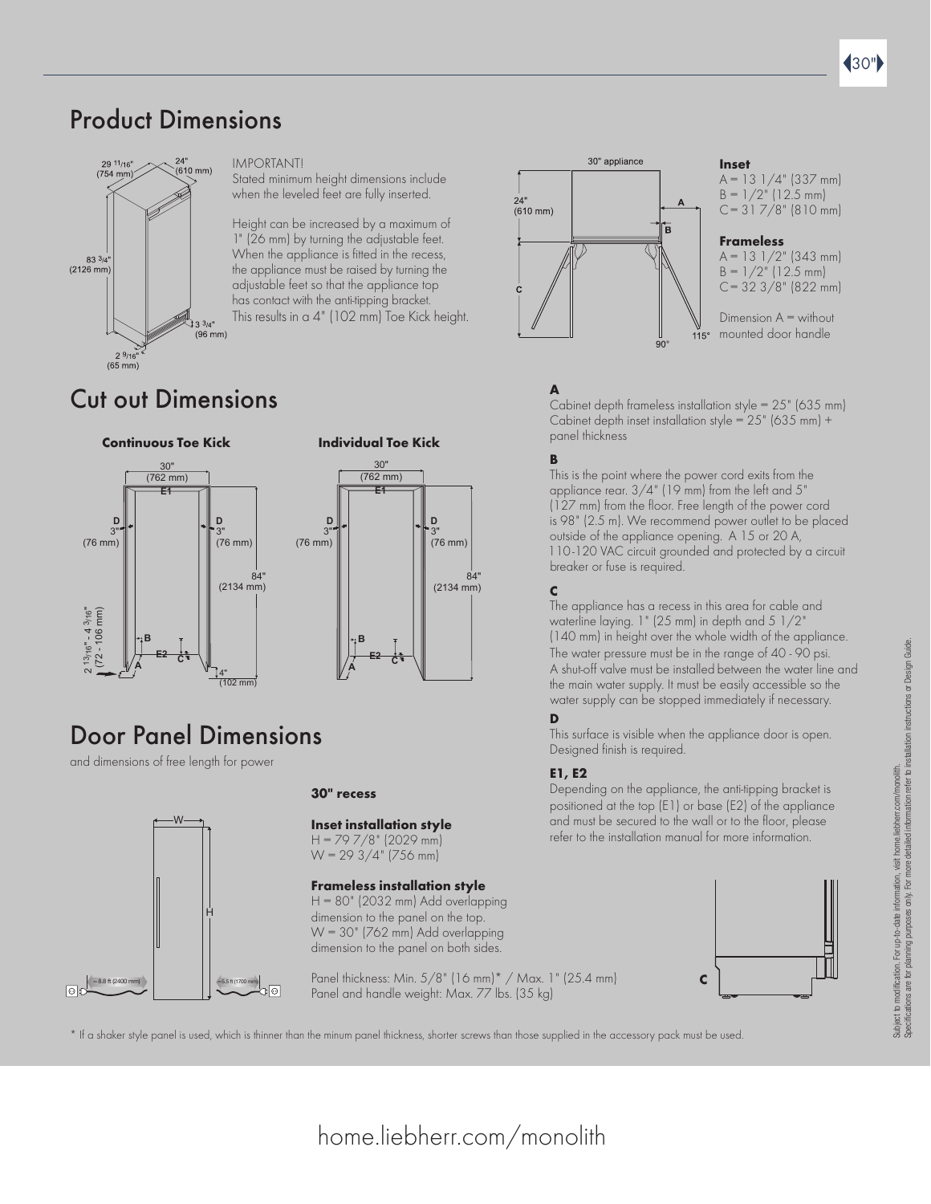## Product Dimensions

29 11/16" (754 mm)
24" (610 mm)
83 3/4" (2126 mm)
3 3/4" (96 mm)
2 9/16" (65 mm)

IMPORTANT!
Stated minimum height dimensions include when the leveled feet are fully inserted.

Height can be increased by a maximum of 1" (26 mm) by turning the adjustable feet. When the appliance is fitted in the recess, the appliance must be raised by turning the adjustable feet so that the appliance top has contact with the anti-tipping bracket. This results in a 4" (102 mm) Toe Kick height.

30" appliance
24" (610 mm)
A
B
C
90°
115°

**Inset**
A = 13 1/4" (337 mm)
B = 1/2" (12.5 mm)
C = 31 7/8" (810 mm)

**Frameless**
A = 13 1/2" (343 mm)
B = 1/2" (12.5 mm)
C = 32 3/8" (822 mm)

Dimension A = without mounted door handle

## Cut out Dimensions

**Continuous Toe Kick**

30" (762 mm)
E1
D 3" (76 mm)
D 3" (76 mm)
84" (2134 mm)
2 13/16" - 4 3/16" (72 - 106 mm)
B
E2
C
A
4" (102 mm)

**Individual Toe Kick**

30" (762 mm)
E1
D 3" (76 mm)
D 3" (76 mm)
84" (2134 mm)
B
E2
C
A

**A**
Cabinet depth frameless installation style = 25" (635 mm)
Cabinet depth inset installation style = 25" (635 mm) + panel thickness

**B**
This is the point where the power cord exits from the appliance rear. 3/4" (19 mm) from the left and 5" (127 mm) from the floor. Free length of the power cord is 98" (2.5 m). We recommend power outlet to be placed outside of the appliance opening. A 15 or 20 A, 110-120 VAC circuit grounded and protected by a circuit breaker or fuse is required.

**C**
The appliance has a recess in this area for cable and waterline laying. 1" (25 mm) in depth and 5 1/2" (140 mm) in height over the whole width of the appliance. The water pressure must be in the range of 40 - 90 psi. A shut-off valve must be installed between the water line and the main water supply. It must be easily accessible so the water supply can be stopped immediately if necessary.

**D**
This surface is visible when the appliance door is open. Designed finish is required.

**E1, E2**
Depending on the appliance, the anti-tipping bracket is positioned at the top (E1) or base (E2) of the appliance and must be secured to the wall or to the floor, please refer to the installation manual for more information.

C

## Door Panel Dimensions

and dimensions of free length for power

W
H
~ 8.8 ft (2400 mm)
~5.5 ft (1700 mm)

**30" recess**

**Inset installation style**
H = 79 7/8" (2029 mm)
W = 29 3/4" (756 mm)

**Frameless installation style**
H = 80" (2032 mm) Add overlapping dimension to the panel on the top.
W = 30" (762 mm) Add overlapping dimension to the panel on both sides.

Panel thickness: Min. 5/8" (16 mm)* / Max. 1" (25.4 mm)
Panel and handle weight: Max. 77 lbs. (35 kg)

* If a shaker style panel is used, which is thinner than the minum panel thickness, shorter screws than those supplied in the accessory pack must be used.

Subject to modification. For up-to-date information, visit home.liebherr.com/monolith.
Specifications are for planning purposes only. For more detailed information refer to installation instructions or Design Guide.

home.liebherr.com/monolith